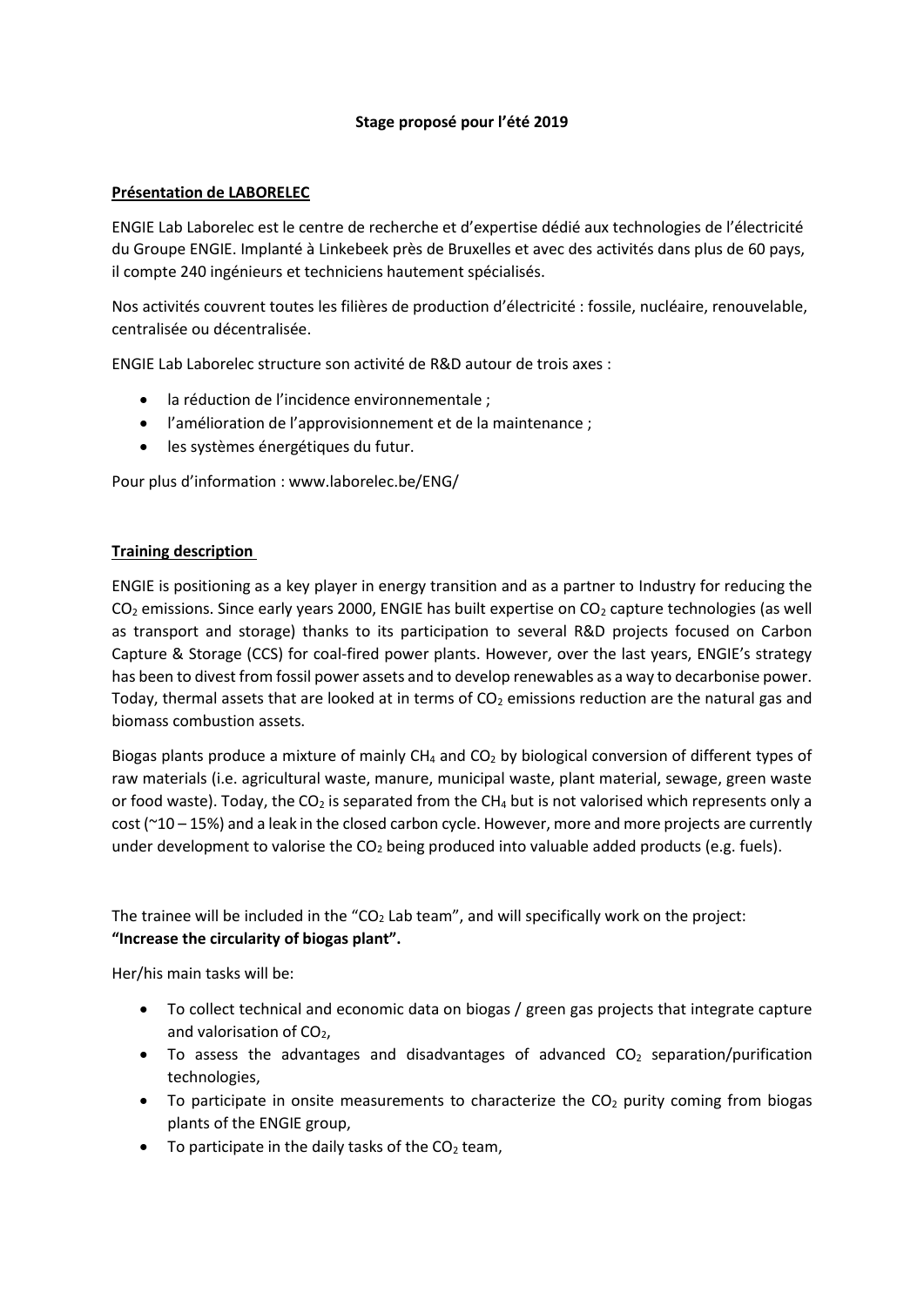**Stage proposé pour l'été 2019**

**<u>Présentation de LABORELEC</u>**

ENGIE Lab Laborelec est le centre de recherche et d'expertise dédié aux technologies de l'électricité du Groupe ENGIE. Implanté à Linkebeek près de Bruxelles et avec des activités dans plus de 60 pays, il compte 240 ingénieurs et techniciens hautement spécialisés.

Nos activités couvrent toutes les filières de production d'électricité : fossile, nucléaire, renouvelable, centralisée ou décentralisée.

ENGIE Lab Laborelec structure son activité de R&D autour de trois axes :

- la réduction de l'incidence environnementale ;
- l'amélioration de l'approvisionnement et de la maintenance ;
- les systèmes énergétiques du futur.

Pour plus d'information : www.laborelec.be/ENG/

**<u>Training description</u>**

ENGIE is positioning as a key player in energy transition and as a partner to Industry for reducing the $CO_2$ emissions. Since early years 2000, ENGIE has built expertise on $CO_2$ capture technologies (as well as transport and storage) thanks to its participation to several R&D projects focused on Carbon Capture & Storage (CCS) for coal-fired power plants. However, over the last years, ENGIE's strategy has been to divest from fossil power assets and to develop renewables as a way to decarbonise power. Today, thermal assets that are looked at in terms of $CO_2$ emissions reduction are the natural gas and biomass combustion assets.

Biogas plants produce a mixture of mainly $CH_4$ and $CO_2$ by biological conversion of different types of raw materials (i.e. agricultural waste, manure, municipal waste, plant material, sewage, green waste or food waste). Today, the $CO_2$ is separated from the $CH_4$ but is not valorised which represents only a cost (~10 – 15%) and a leak in the closed carbon cycle. However, more and more projects are currently under development to valorise the $CO_2$ being produced into valuable added products (e.g. fuels).

The trainee will be included in the "$CO_2$ Lab team", and will specifically work on the project: **"Increase the circularity of biogas plant".**

Her/his main tasks will be:

- To collect technical and economic data on biogas / green gas projects that integrate capture and valorisation of $CO_2$,
- To assess the advantages and disadvantages of advanced $CO_2$ separation/purification technologies,
- To participate in onsite measurements to characterize the $CO_2$ purity coming from biogas plants of the ENGIE group,
- To participate in the daily tasks of the $CO_2$ team,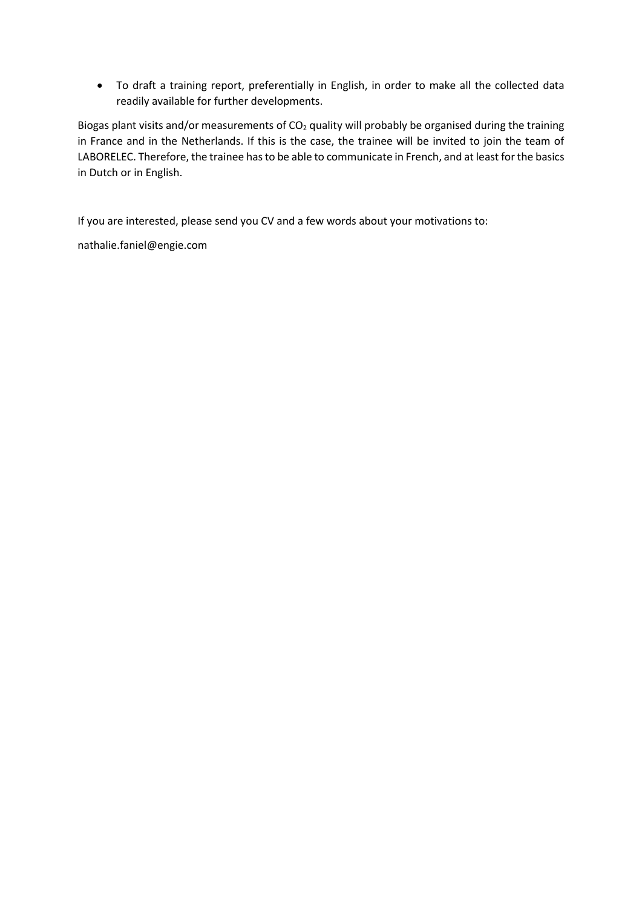- To draft a training report, preferentially in English, in order to make all the collected data readily available for further developments.

Biogas plant visits and/or measurements of $CO_2$ quality will probably be organised during the training in France and in the Netherlands. If this is the case, the trainee will be invited to join the team of LABORELEC. Therefore, the trainee has to be able to communicate in French, and at least for the basics in Dutch or in English.

If you are interested, please send you CV and a few words about your motivations to:

nathalie.faniel@engie.com